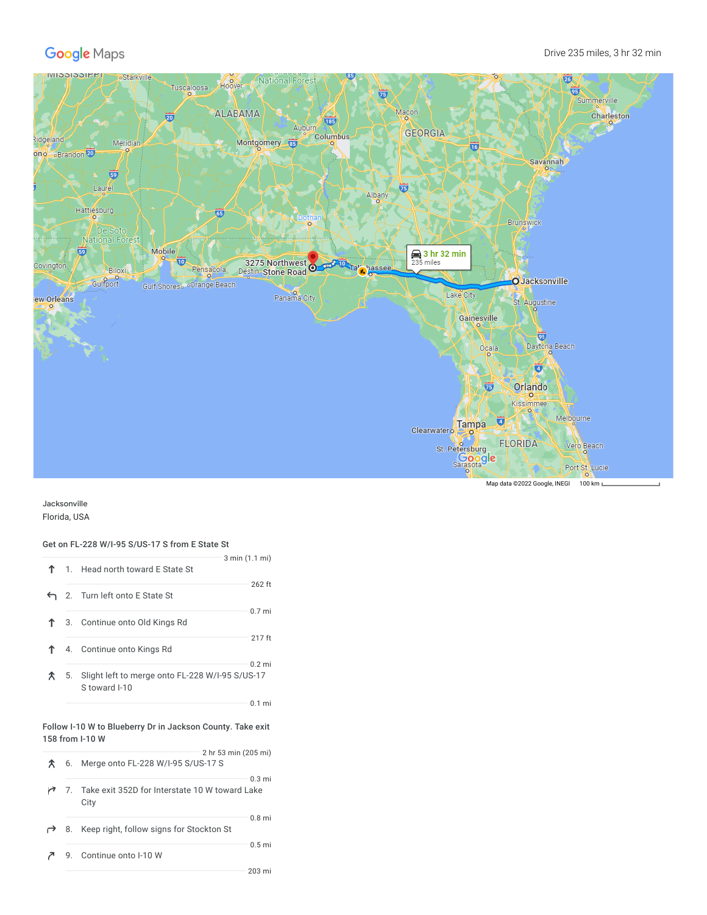Google Maps

Drive 235 miles, 3 hr 32 min

Jacksonville
Florida, USA

### Get on FL-228 W/I-95 S/US-17 S from E State St

3 min (1.1 mi)

1. Head north toward E State St

   262 ft

2. Turn left onto E State St

   0.7 mi

3. Continue onto Old Kings Rd

   217 ft

4. Continue onto Kings Rd

   0.2 mi

5. Slight left to merge onto FL-228 W/I-95 S/US-17 S toward I-10

   0.1 mi

### Follow I-10 W to Blueberry Dr in Jackson County. Take exit 158 from I-10 W

2 hr 53 min (205 mi)

6. Merge onto FL-228 W/I-95 S/US-17 S

   0.3 mi

7. Take exit 352D for Interstate 10 W toward Lake City

   0.8 mi

8. Keep right, follow signs for Stockton St

   0.5 mi

9. Continue onto I-10 W

   203 mi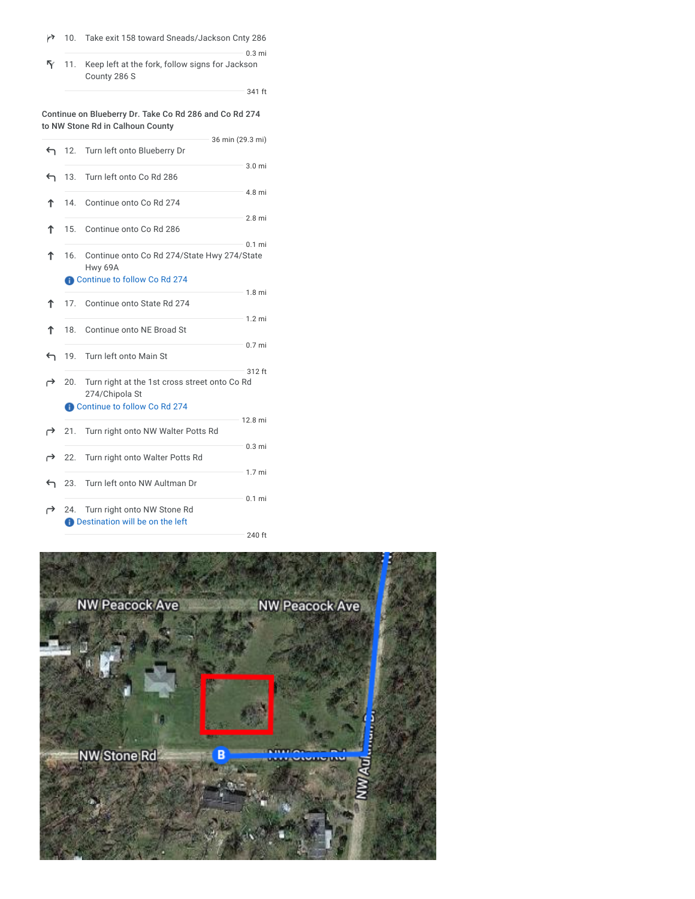10. Take exit 158 toward Sneads/Jackson Cnty 286

0.3 mi

11. Keep left at the fork, follow signs for Jackson County 286 S

341 ft

Continue on Blueberry Dr. Take Co Rd 286 and Co Rd 274 to NW Stone Rd in Calhoun County

36 min (29.3 mi)

12. Turn left onto Blueberry Dr

3.0 mi

13. Turn left onto Co Rd 286

4.8 mi

14. Continue onto Co Rd 274

2.8 mi

15. Continue onto Co Rd 286

0.1 mi

16. Continue onto Co Rd 274/State Hwy 274/State Hwy 69A

Continue to follow Co Rd 274

1.8 mi

17. Continue onto State Rd 274

1.2 mi

18. Continue onto NE Broad St

0.7 mi

19. Turn left onto Main St

312 ft

20. Turn right at the 1st cross street onto Co Rd 274/Chipola St

Continue to follow Co Rd 274

12.8 mi

21. Turn right onto NW Walter Potts Rd

0.3 mi

22. Turn right onto Walter Potts Rd

1.7 mi

23. Turn left onto NW Aultman Dr

0.1 mi

24. Turn right onto NW Stone Rd

Destination will be on the left

240 ft

NW Peacock Ave

NW Peacock Ave

NW Stone Rd

B

NW Stone Rd

NW Aultman Dr